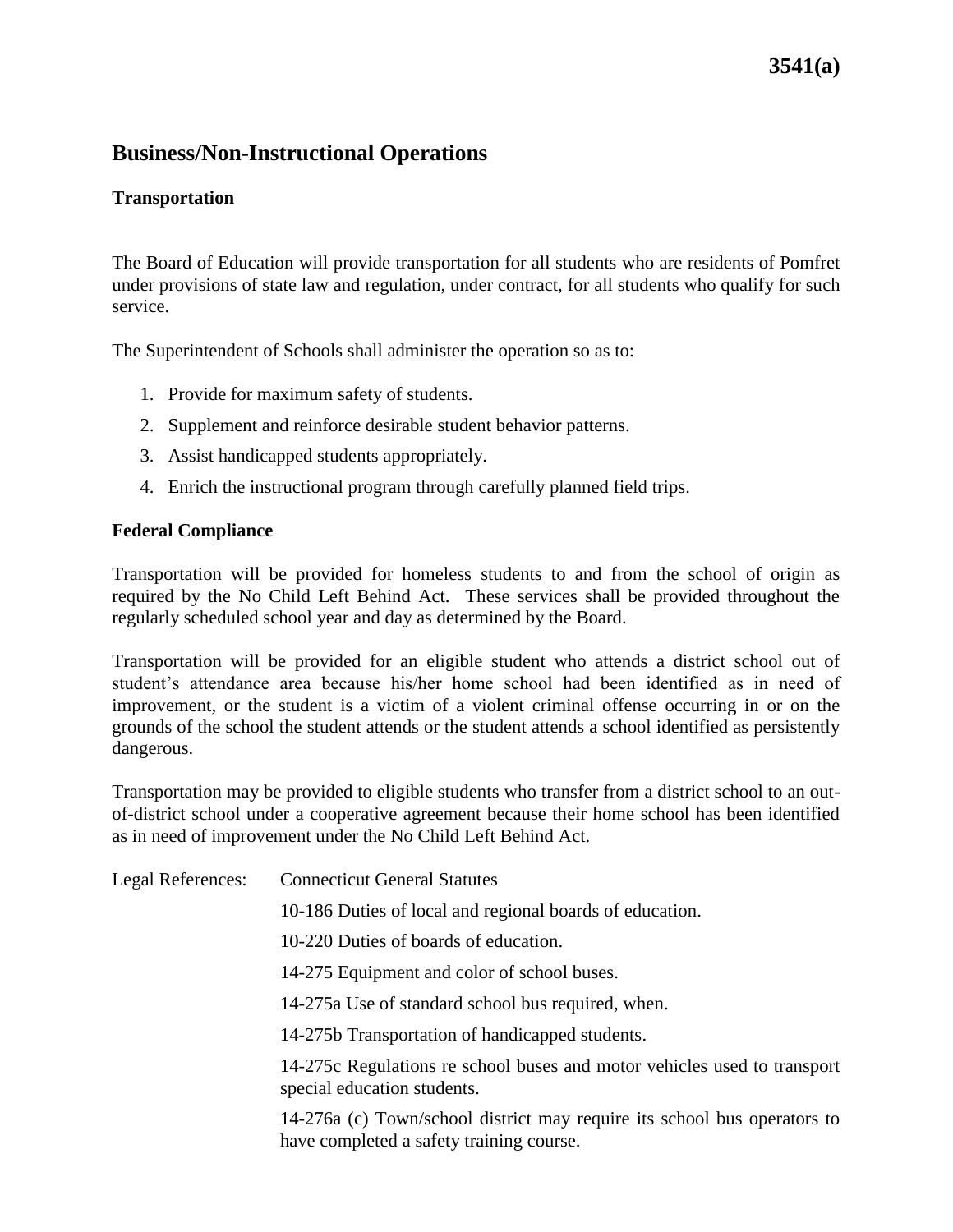# Business/Non-Instructional Operations

## Transportation

The Board of Education will provide transportation for all students who are residents of Pomfret under provisions of state law and regulation, under contract, for all students who qualify for such service.

The Superintendent of Schools shall administer the operation so as to:

1. Provide for maximum safety of students.
2. Supplement and reinforce desirable student behavior patterns.
3. Assist handicapped students appropriately.
4. Enrich the instructional program through carefully planned field trips.

### Federal Compliance

Transportation will be provided for homeless students to and from the school of origin as required by the No Child Left Behind Act. These services shall be provided throughout the regularly scheduled school year and day as determined by the Board.

Transportation will be provided for an eligible student who attends a district school out of student's attendance area because his/her home school had been identified as in need of improvement, or the student is a victim of a violent criminal offense occurring in or on the grounds of the school the student attends or the student attends a school identified as persistently dangerous.

Transportation may be provided to eligible students who transfer from a district school to an out-of-district school under a cooperative agreement because their home school has been identified as in need of improvement under the No Child Left Behind Act.

Legal References: Connecticut General Statutes

10-186 Duties of local and regional boards of education.

10-220 Duties of boards of education.

14-275 Equipment and color of school buses.

14-275a Use of standard school bus required, when.

14-275b Transportation of handicapped students.

14-275c Regulations re school buses and motor vehicles used to transport special education students.

14-276a (c) Town/school district may require its school bus operators to have completed a safety training course.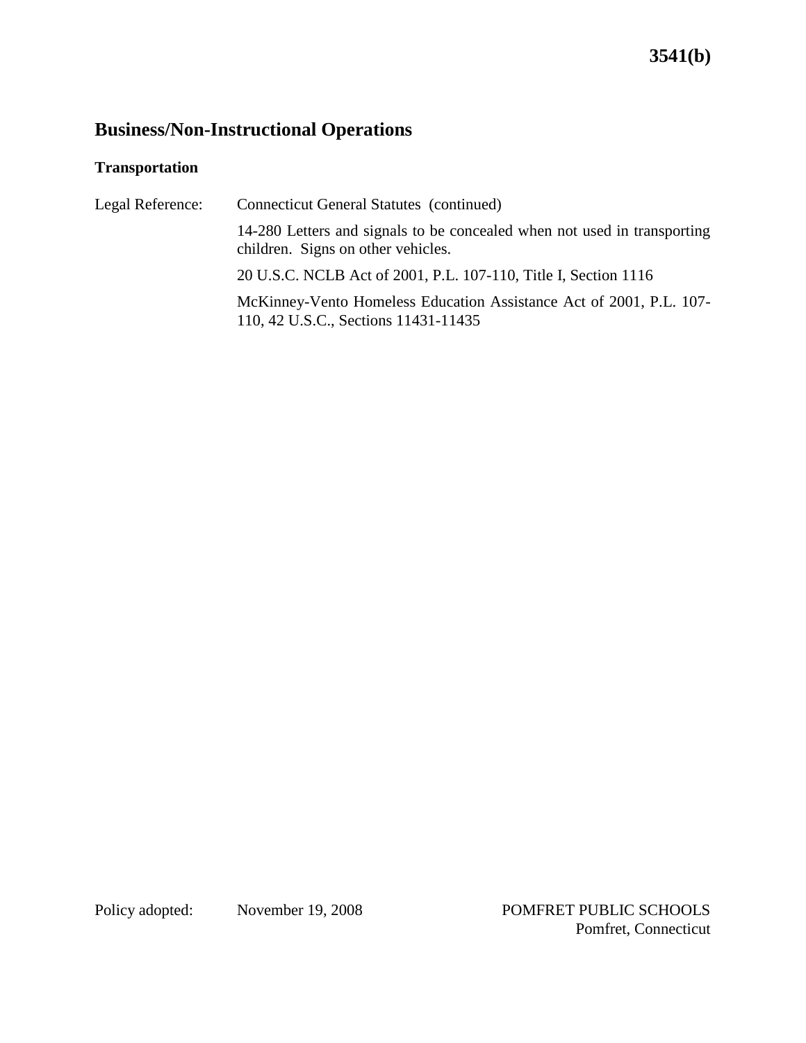## Business/Non-Instructional Operations

### Transportation

Legal Reference: Connecticut General Statutes (continued)

14-280 Letters and signals to be concealed when not used in transporting children. Signs on other vehicles.

20 U.S.C. NCLB Act of 2001, P.L. 107-110, Title I, Section 1116

McKinney-Vento Homeless Education Assistance Act of 2001, P.L. 107-110, 42 U.S.C., Sections 11431-11435

Policy adopted: November 19, 2008

POMFRET PUBLIC SCHOOLS
Pomfret, Connecticut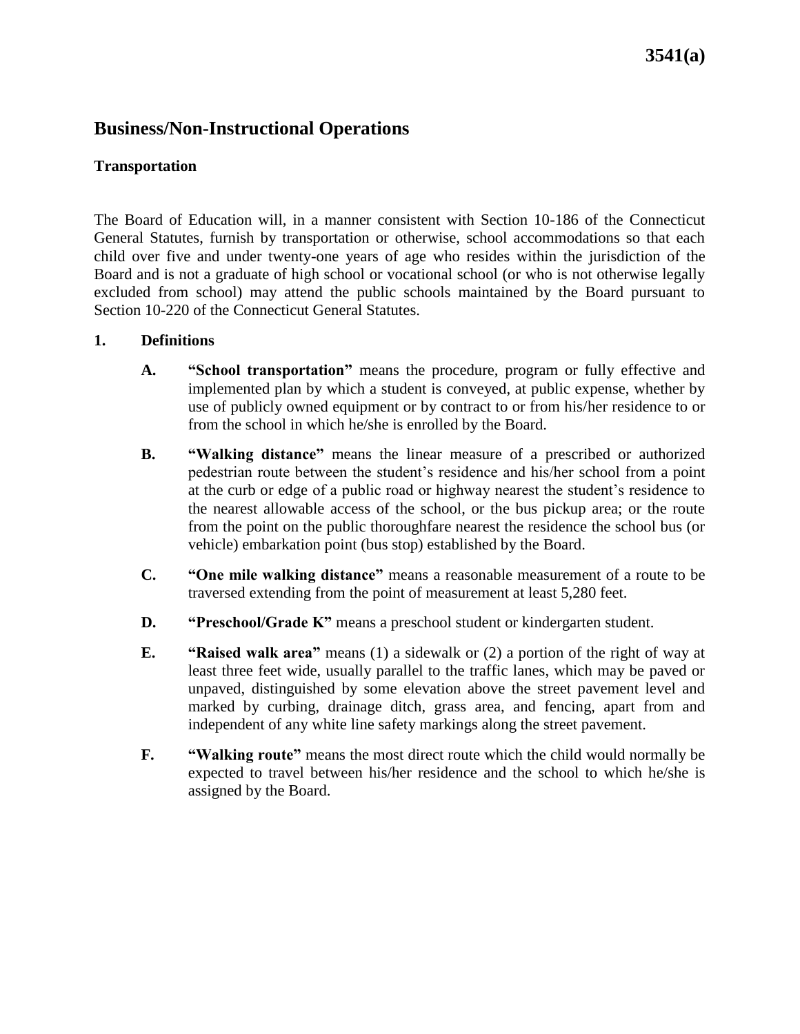# Business/Non-Instructional Operations

## Transportation

The Board of Education will, in a manner consistent with Section 10-186 of the Connecticut General Statutes, furnish by transportation or otherwise, school accommodations so that each child over five and under twenty-one years of age who resides within the jurisdiction of the Board and is not a graduate of high school or vocational school (or who is not otherwise legally excluded from school) may attend the public schools maintained by the Board pursuant to Section 10-220 of the Connecticut General Statutes.

### 1. Definitions

**A. "School transportation"** means the procedure, program or fully effective and implemented plan by which a student is conveyed, at public expense, whether by use of publicly owned equipment or by contract to or from his/her residence to or from the school in which he/she is enrolled by the Board.

**B. "Walking distance"** means the linear measure of a prescribed or authorized pedestrian route between the student's residence and his/her school from a point at the curb or edge of a public road or highway nearest the student's residence to the nearest allowable access of the school, or the bus pickup area; or the route from the point on the public thoroughfare nearest the residence the school bus (or vehicle) embarkation point (bus stop) established by the Board.

**C. "One mile walking distance"** means a reasonable measurement of a route to be traversed extending from the point of measurement at least 5,280 feet.

**D. "Preschool/Grade K"** means a preschool student or kindergarten student.

**E. "Raised walk area"** means (1) a sidewalk or (2) a portion of the right of way at least three feet wide, usually parallel to the traffic lanes, which may be paved or unpaved, distinguished by some elevation above the street pavement level and marked by curbing, drainage ditch, grass area, and fencing, apart from and independent of any white line safety markings along the street pavement.

**F. "Walking route"** means the most direct route which the child would normally be expected to travel between his/her residence and the school to which he/she is assigned by the Board.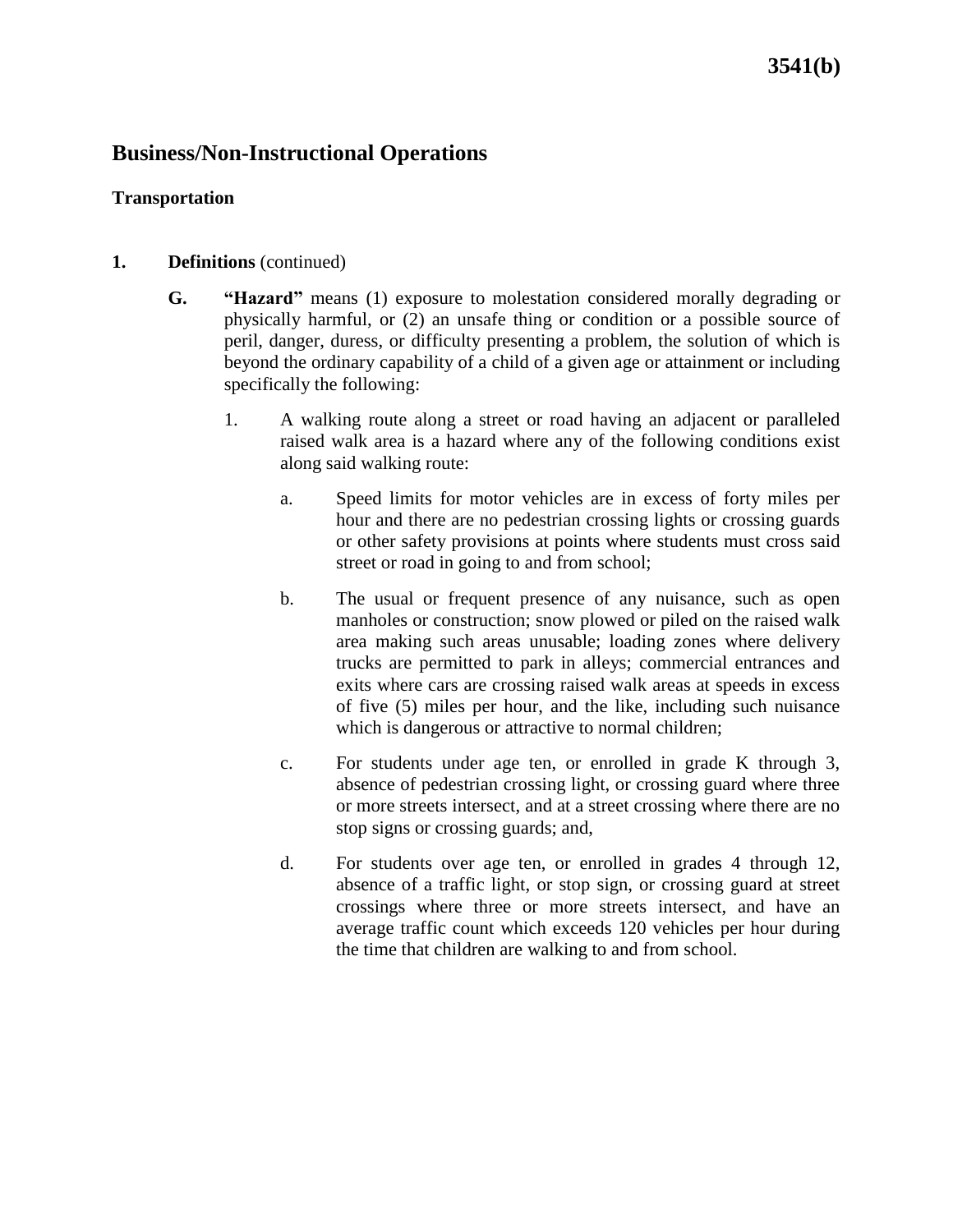## Business/Non-Instructional Operations

### Transportation

1. **Definitions** (continued)

   G. **"Hazard"** means (1) exposure to molestation considered morally degrading or physically harmful, or (2) an unsafe thing or condition or a possible source of peril, danger, duress, or difficulty presenting a problem, the solution of which is beyond the ordinary capability of a child of a given age or attainment or including specifically the following:

      1. A walking route along a street or road having an adjacent or paralleled raised walk area is a hazard where any of the following conditions exist along said walking route:

         a. Speed limits for motor vehicles are in excess of forty miles per hour and there are no pedestrian crossing lights or crossing guards or other safety provisions at points where students must cross said street or road in going to and from school;

         b. The usual or frequent presence of any nuisance, such as open manholes or construction; snow plowed or piled on the raised walk area making such areas unusable; loading zones where delivery trucks are permitted to park in alleys; commercial entrances and exits where cars are crossing raised walk areas at speeds in excess of five (5) miles per hour, and the like, including such nuisance which is dangerous or attractive to normal children;

         c. For students under age ten, or enrolled in grade K through 3, absence of pedestrian crossing light, or crossing guard where three or more streets intersect, and at a street crossing where there are no stop signs or crossing guards; and,

         d. For students over age ten, or enrolled in grades 4 through 12, absence of a traffic light, or stop sign, or crossing guard at street crossings where three or more streets intersect, and have an average traffic count which exceeds 120 vehicles per hour during the time that children are walking to and from school.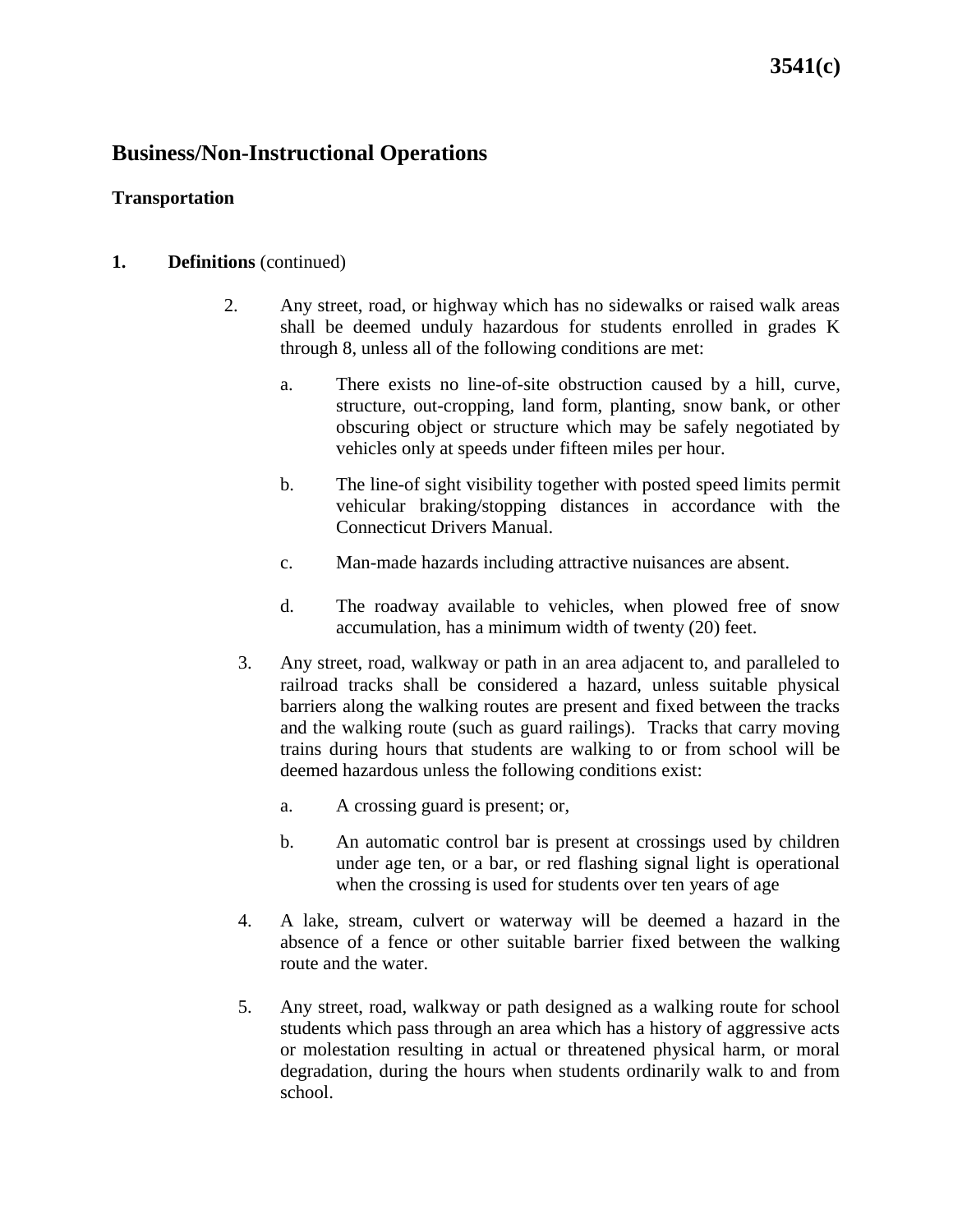# Business/Non-Instructional Operations

## Transportation

**1. Definitions** (continued)

2. Any street, road, or highway which has no sidewalks or raised walk areas shall be deemed unduly hazardous for students enrolled in grades K through 8, unless all of the following conditions are met:

   a. There exists no line-of-site obstruction caused by a hill, curve, structure, out-cropping, land form, planting, snow bank, or other obscuring object or structure which may be safely negotiated by vehicles only at speeds under fifteen miles per hour.

   b. The line-of sight visibility together with posted speed limits permit vehicular braking/stopping distances in accordance with the Connecticut Drivers Manual.

   c. Man-made hazards including attractive nuisances are absent.

   d. The roadway available to vehicles, when plowed free of snow accumulation, has a minimum width of twenty (20) feet.

3. Any street, road, walkway or path in an area adjacent to, and paralleled to railroad tracks shall be considered a hazard, unless suitable physical barriers along the walking routes are present and fixed between the tracks and the walking route (such as guard railings). Tracks that carry moving trains during hours that students are walking to or from school will be deemed hazardous unless the following conditions exist:

   a. A crossing guard is present; or,

   b. An automatic control bar is present at crossings used by children under age ten, or a bar, or red flashing signal light is operational when the crossing is used for students over ten years of age

4. A lake, stream, culvert or waterway will be deemed a hazard in the absence of a fence or other suitable barrier fixed between the walking route and the water.

5. Any street, road, walkway or path designed as a walking route for school students which pass through an area which has a history of aggressive acts or molestation resulting in actual or threatened physical harm, or moral degradation, during the hours when students ordinarily walk to and from school.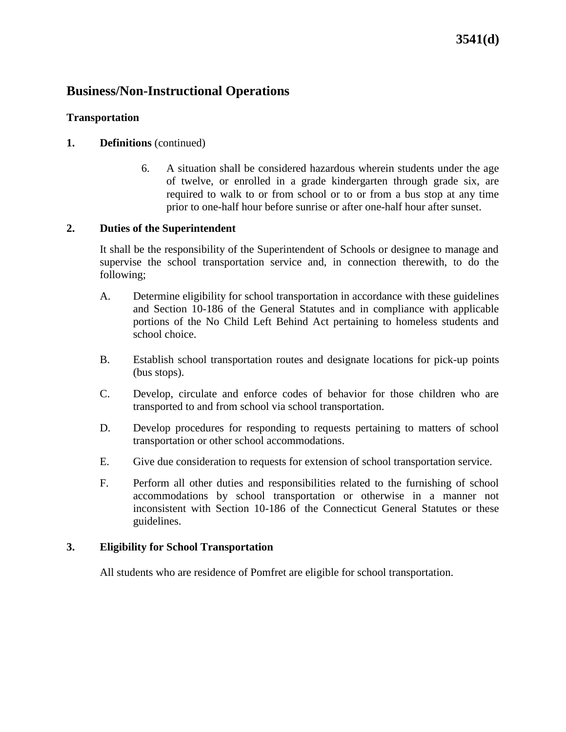## Business/Non-Instructional Operations

### Transportation

**1. Definitions** (continued)

6. A situation shall be considered hazardous wherein students under the age of twelve, or enrolled in a grade kindergarten through grade six, are required to walk to or from school or to or from a bus stop at any time prior to one-half hour before sunrise or after one-half hour after sunset.

**2. Duties of the Superintendent**

It shall be the responsibility of the Superintendent of Schools or designee to manage and supervise the school transportation service and, in connection therewith, to do the following;

A. Determine eligibility for school transportation in accordance with these guidelines and Section 10-186 of the General Statutes and in compliance with applicable portions of the No Child Left Behind Act pertaining to homeless students and school choice.

B. Establish school transportation routes and designate locations for pick-up points (bus stops).

C. Develop, circulate and enforce codes of behavior for those children who are transported to and from school via school transportation.

D. Develop procedures for responding to requests pertaining to matters of school transportation or other school accommodations.

E. Give due consideration to requests for extension of school transportation service.

F. Perform all other duties and responsibilities related to the furnishing of school accommodations by school transportation or otherwise in a manner not inconsistent with Section 10-186 of the Connecticut General Statutes or these guidelines.

**3. Eligibility for School Transportation**

All students who are residence of Pomfret are eligible for school transportation.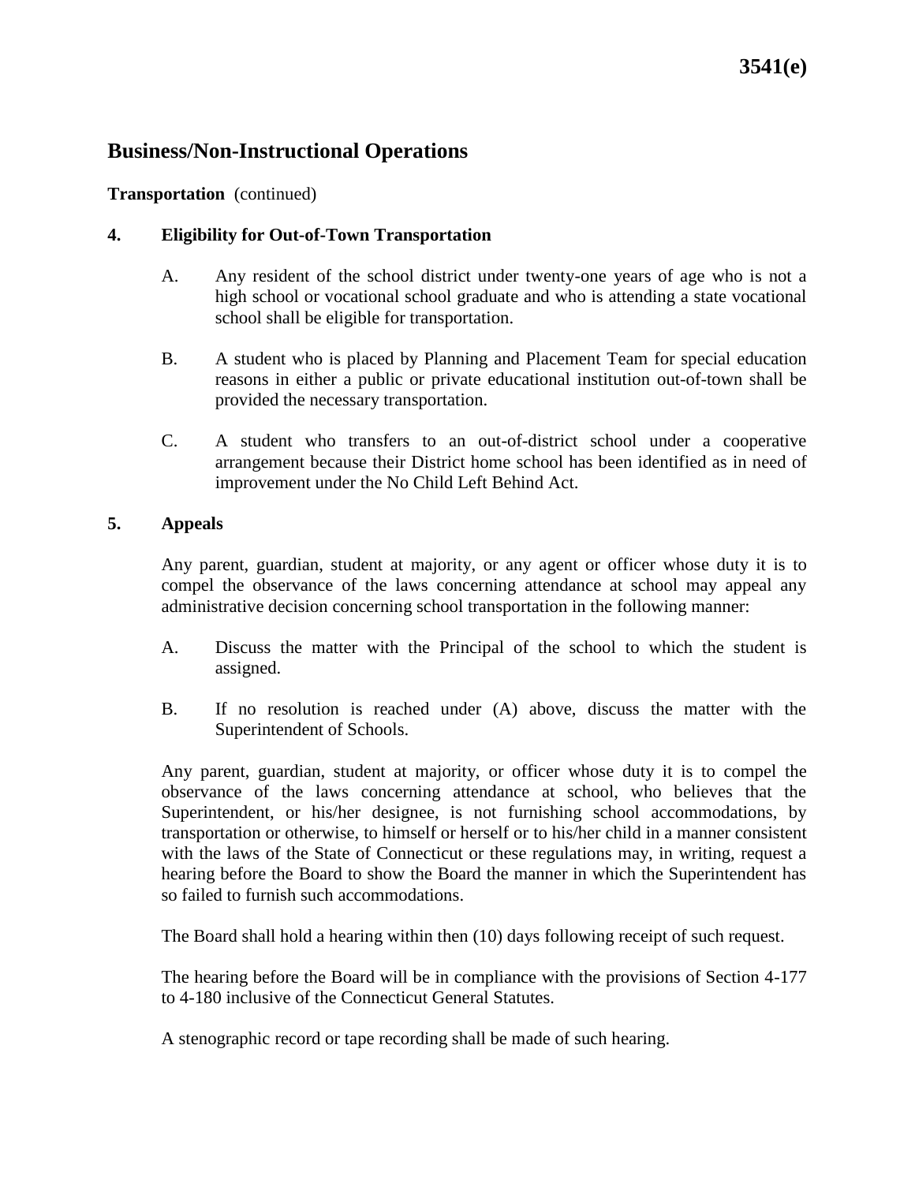# Business/Non-Instructional Operations

**Transportation** (continued)

### 4. Eligibility for Out-of-Town Transportation

A. Any resident of the school district under twenty-one years of age who is not a high school or vocational school graduate and who is attending a state vocational school shall be eligible for transportation.

B. A student who is placed by Planning and Placement Team for special education reasons in either a public or private educational institution out-of-town shall be provided the necessary transportation.

C. A student who transfers to an out-of-district school under a cooperative arrangement because their District home school has been identified as in need of improvement under the No Child Left Behind Act.

### 5. Appeals

Any parent, guardian, student at majority, or any agent or officer whose duty it is to compel the observance of the laws concerning attendance at school may appeal any administrative decision concerning school transportation in the following manner:

A. Discuss the matter with the Principal of the school to which the student is assigned.

B. If no resolution is reached under (A) above, discuss the matter with the Superintendent of Schools.

Any parent, guardian, student at majority, or officer whose duty it is to compel the observance of the laws concerning attendance at school, who believes that the Superintendent, or his/her designee, is not furnishing school accommodations, by transportation or otherwise, to himself or herself or to his/her child in a manner consistent with the laws of the State of Connecticut or these regulations may, in writing, request a hearing before the Board to show the Board the manner in which the Superintendent has so failed to furnish such accommodations.

The Board shall hold a hearing within then (10) days following receipt of such request.

The hearing before the Board will be in compliance with the provisions of Section 4-177 to 4-180 inclusive of the Connecticut General Statutes.

A stenographic record or tape recording shall be made of such hearing.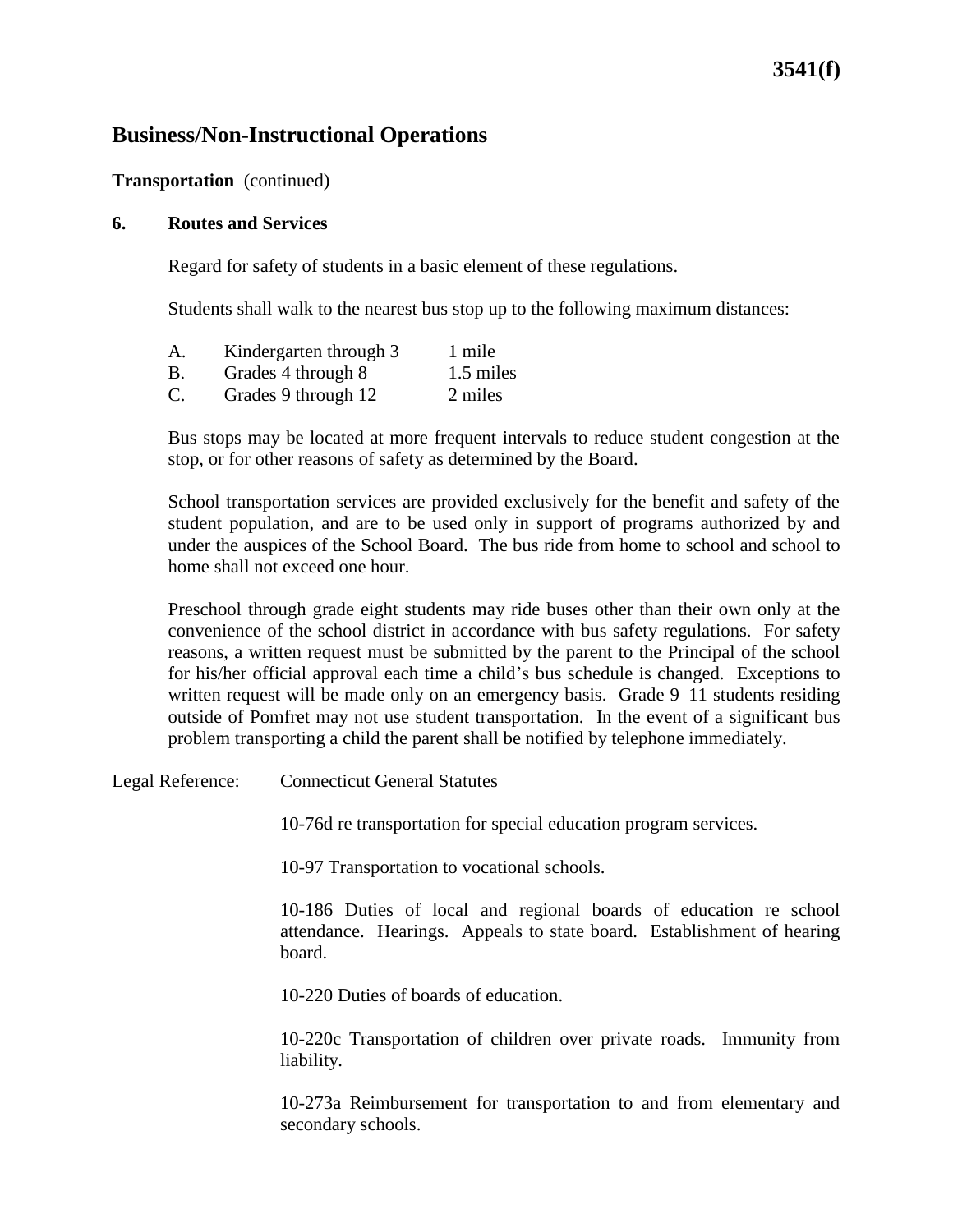## Business/Non-Instructional Operations

**Transportation** (continued)

**6. Routes and Services**

Regard for safety of students in a basic element of these regulations.

Students shall walk to the nearest bus stop up to the following maximum distances:

| | | |
|---|---|---|
| A. | Kindergarten through 3 | 1 mile |
| B. | Grades 4 through 8 | 1.5 miles |
| C. | Grades 9 through 12 | 2 miles |

Bus stops may be located at more frequent intervals to reduce student congestion at the stop, or for other reasons of safety as determined by the Board.

School transportation services are provided exclusively for the benefit and safety of the student population, and are to be used only in support of programs authorized by and under the auspices of the School Board. The bus ride from home to school and school to home shall not exceed one hour.

Preschool through grade eight students may ride buses other than their own only at the convenience of the school district in accordance with bus safety regulations. For safety reasons, a written request must be submitted by the parent to the Principal of the school for his/her official approval each time a child's bus schedule is changed. Exceptions to written request will be made only on an emergency basis. Grade 9–11 students residing outside of Pomfret may not use student transportation. In the event of a significant bus problem transporting a child the parent shall be notified by telephone immediately.

Legal Reference: Connecticut General Statutes

10-76d re transportation for special education program services.

10-97 Transportation to vocational schools.

10-186 Duties of local and regional boards of education re school attendance. Hearings. Appeals to state board. Establishment of hearing board.

10-220 Duties of boards of education.

10-220c Transportation of children over private roads. Immunity from liability.

10-273a Reimbursement for transportation to and from elementary and secondary schools.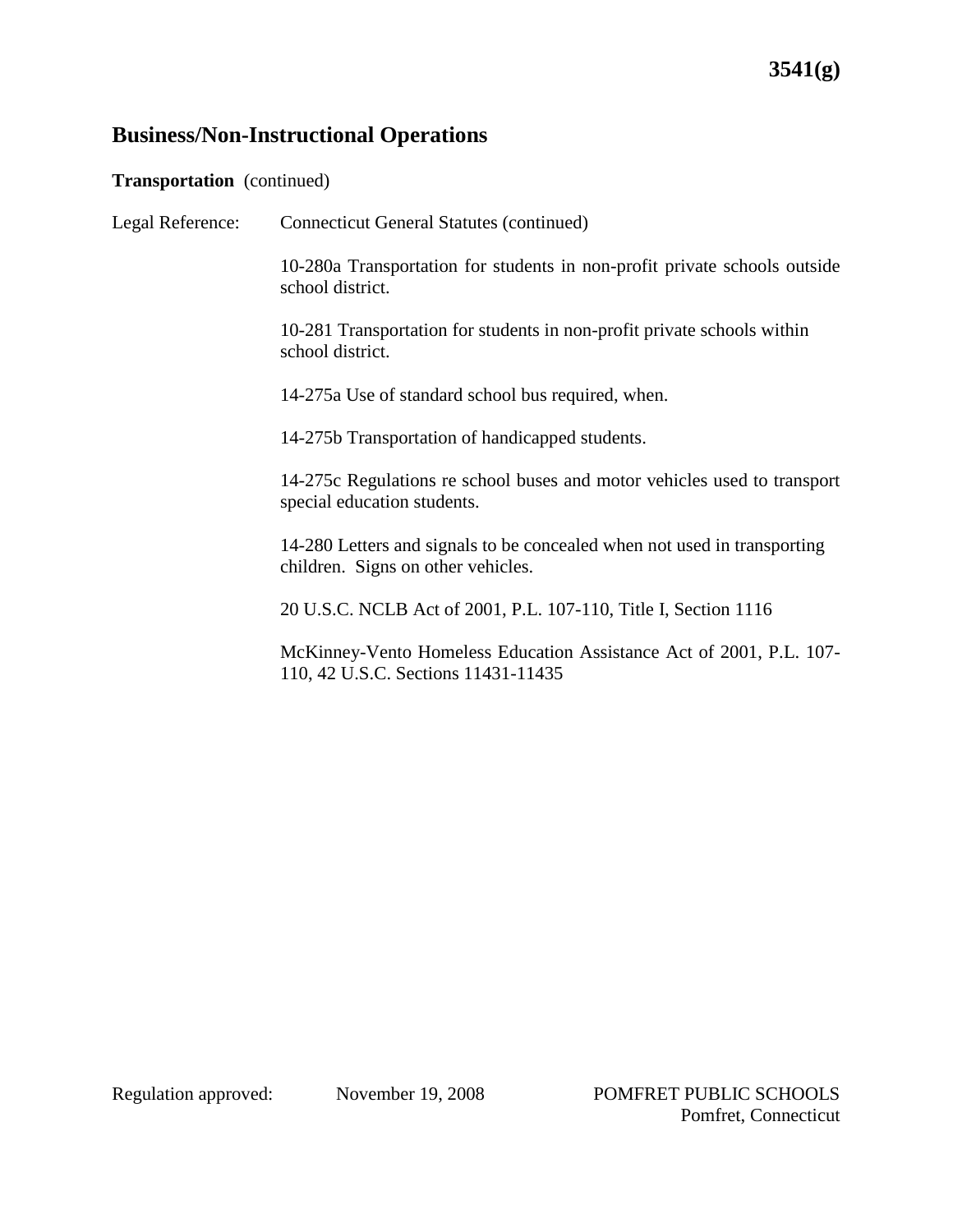## Business/Non-Instructional Operations

**Transportation** (continued)

Legal Reference: Connecticut General Statutes (continued)

10-280a Transportation for students in non-profit private schools outside school district.

10-281 Transportation for students in non-profit private schools within school district.

14-275a Use of standard school bus required, when.

14-275b Transportation of handicapped students.

14-275c Regulations re school buses and motor vehicles used to transport special education students.

14-280 Letters and signals to be concealed when not used in transporting children. Signs on other vehicles.

20 U.S.C. NCLB Act of 2001, P.L. 107-110, Title I, Section 1116

McKinney-Vento Homeless Education Assistance Act of 2001, P.L. 107-110, 42 U.S.C. Sections 11431-11435

Regulation approved: November 19, 2008

POMFRET PUBLIC SCHOOLS
Pomfret, Connecticut